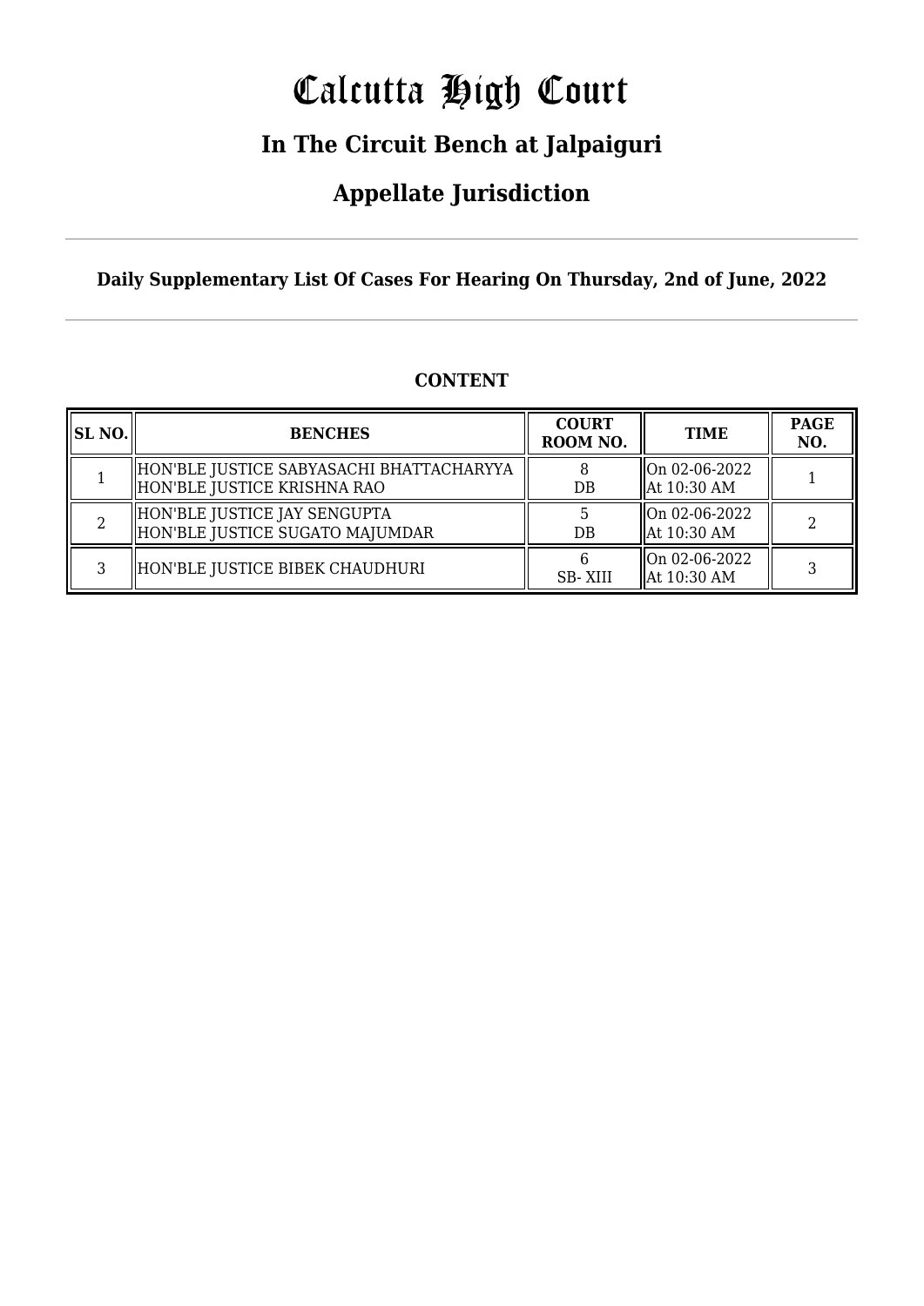# Calcutta High Court

## In The Circuit Bench at Jalpaiguri

## Appellate Jurisdiction

**Daily Supplementary List Of Cases For Hearing On Thursday, 2nd of June, 2022**

**CONTENT**

| SL NO. | BENCHES | COURT ROOM NO. | TIME | PAGE NO. |
|---|---|---|---|---|
| 1 | HON'BLE JUSTICE SABYASACHI BHATTACHARYYA<br>HON'BLE JUSTICE KRISHNA RAO | 8<br>DB | On 02-06-2022<br>At 10:30 AM | 1 |
| 2 | HON'BLE JUSTICE JAY SENGUPTA<br>HON'BLE JUSTICE SUGATO MAJUMDAR | 5<br>DB | On 02-06-2022<br>At 10:30 AM | 2 |
| 3 | HON'BLE JUSTICE BIBEK CHAUDHURI | 6<br>SB- XIII | On 02-06-2022<br>At 10:30 AM | 3 |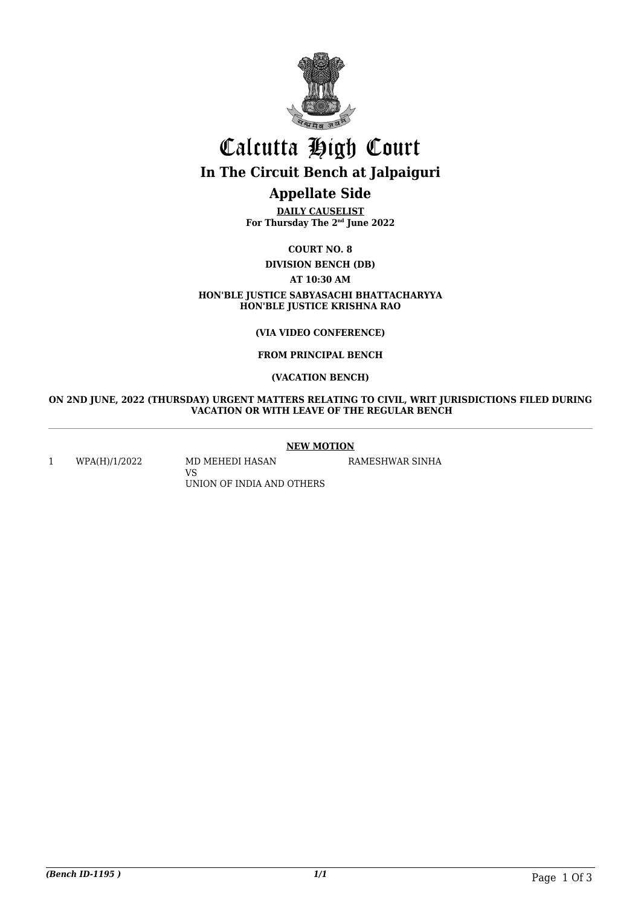# Calcutta High Court

## In The Circuit Bench at Jalpaiguri

## Appellate Side

**DAILY CAUSELIST**
**For Thursday The 2nd June 2022**

**COURT NO. 8**

**DIVISION BENCH (DB)**

**AT 10:30 AM**

**HON'BLE JUSTICE SABYASACHI BHATTACHARYYA**
**HON'BLE JUSTICE KRISHNA RAO**

**(VIA VIDEO CONFERENCE)**

**FROM PRINCIPAL BENCH**

**(VACATION BENCH)**

**ON 2ND JUNE, 2022 (THURSDAY) URGENT MATTERS RELATING TO CIVIL, WRIT JURISDICTIONS FILED DURING VACATION OR WITH LEAVE OF THE REGULAR BENCH**

**NEW MOTION**

| | | | |
|---|---|---|---|
| 1 | WPA(H)/1/2022 | MD MEHEDI HASAN<br>VS<br>UNION OF INDIA AND OTHERS | RAMESHWAR SINHA |

*(Bench ID-1195 )* 1/1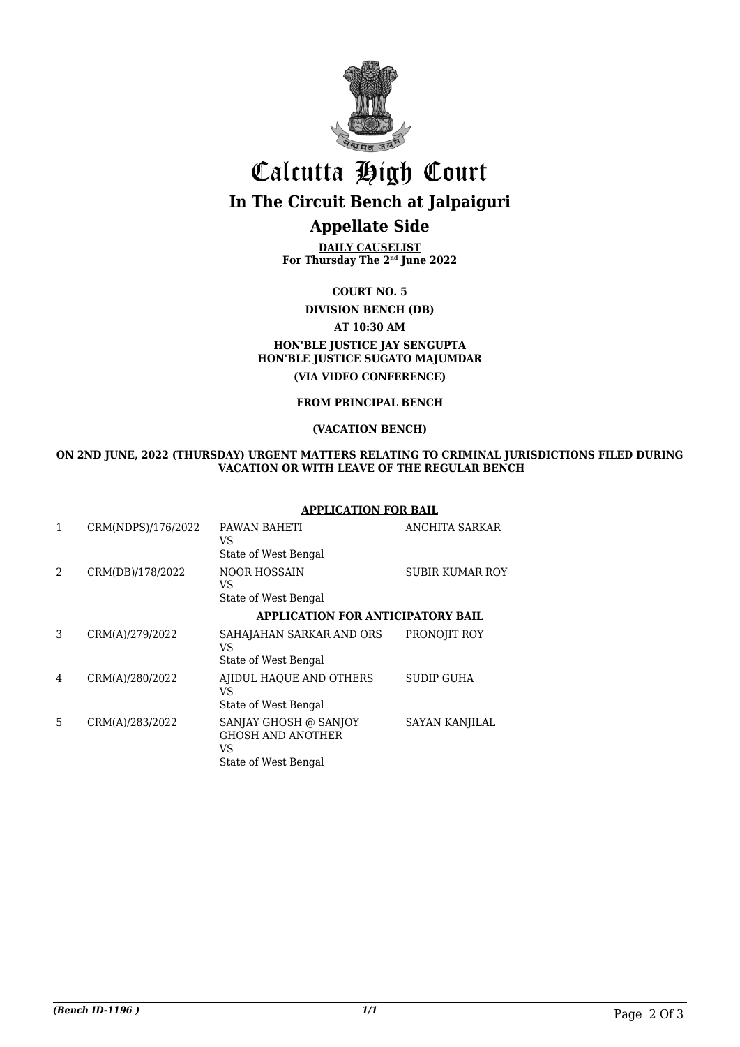# Calcutta High Court

## In The Circuit Bench at Jalpaiguri

## Appellate Side

**DAILY CAUSELIST**
**For Thursday The 2nd June 2022**

**COURT NO. 5**

**DIVISION BENCH (DB)**

**AT 10:30 AM**

**HON'BLE JUSTICE JAY SENGUPTA**
**HON'BLE JUSTICE SUGATO MAJUMDAR**

**(VIA VIDEO CONFERENCE)**

**FROM PRINCIPAL BENCH**

**(VACATION BENCH)**

**ON 2ND JUNE, 2022 (THURSDAY) URGENT MATTERS RELATING TO CRIMINAL JURISDICTIONS FILED DURING VACATION OR WITH LEAVE OF THE REGULAR BENCH**

**APPLICATION FOR BAIL**

| | | | |
|---|---|---|---|
| 1 | CRM(NDPS)/176/2022 | PAWAN BAHETI<br>VS<br>State of West Bengal | ANCHITA SARKAR |
| 2 | CRM(DB)/178/2022 | NOOR HOSSAIN<br>VS<br>State of West Bengal | SUBIR KUMAR ROY |

**APPLICATION FOR ANTICIPATORY BAIL**

| | | | |
|---|---|---|---|
| 3 | CRM(A)/279/2022 | SAHAJAHAN SARKAR AND ORS<br>VS<br>State of West Bengal | PRONOJIT ROY |
| 4 | CRM(A)/280/2022 | AJIDUL HAQUE AND OTHERS<br>VS<br>State of West Bengal | SUDIP GUHA |
| 5 | CRM(A)/283/2022 | SANJAY GHOSH @ SANJOY GHOSH AND ANOTHER<br>VS<br>State of West Bengal | SAYAN KANJILAL |

*(Bench ID-1196 )* 1/1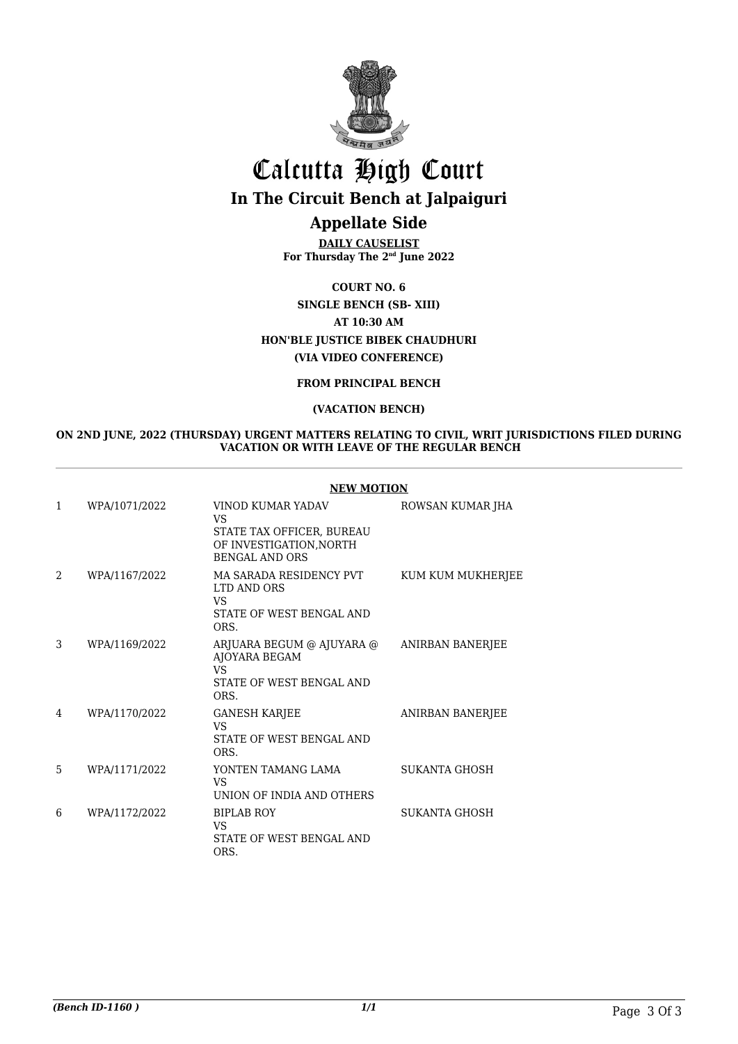# Calcutta High Court

## In The Circuit Bench at Jalpaiguri

## Appellate Side

**DAILY CAUSELIST**
**For Thursday The 2nd June 2022**

**COURT NO. 6**
**SINGLE BENCH (SB- XIII)**
**AT 10:30 AM**
**HON'BLE JUSTICE BIBEK CHAUDHURI**
**(VIA VIDEO CONFERENCE)**

**FROM PRINCIPAL BENCH**

**(VACATION BENCH)**

**ON 2ND JUNE, 2022 (THURSDAY) URGENT MATTERS RELATING TO CIVIL, WRIT JURISDICTIONS FILED DURING VACATION OR WITH LEAVE OF THE REGULAR BENCH**

**NEW MOTION**

| | | | |
|---|---|---|---|
| 1 | WPA/1071/2022 | VINOD KUMAR YADAV<br>VS<br>STATE TAX OFFICER, BUREAU OF INVESTIGATION,NORTH BENGAL AND ORS | ROWSAN KUMAR JHA |
| 2 | WPA/1167/2022 | MA SARADA RESIDENCY PVT LTD AND ORS<br>VS<br>STATE OF WEST BENGAL AND ORS. | KUM KUM MUKHERJEE |
| 3 | WPA/1169/2022 | ARJUARA BEGUM @ AJUYARA @ AJOYARA BEGAM<br>VS<br>STATE OF WEST BENGAL AND ORS. | ANIRBAN BANERJEE |
| 4 | WPA/1170/2022 | GANESH KARJEE<br>VS<br>STATE OF WEST BENGAL AND ORS. | ANIRBAN BANERJEE |
| 5 | WPA/1171/2022 | YONTEN TAMANG LAMA<br>VS<br>UNION OF INDIA AND OTHERS | SUKANTA GHOSH |
| 6 | WPA/1172/2022 | BIPLAB ROY<br>VS<br>STATE OF WEST BENGAL AND ORS. | SUKANTA GHOSH |

*(Bench ID-1160 )*